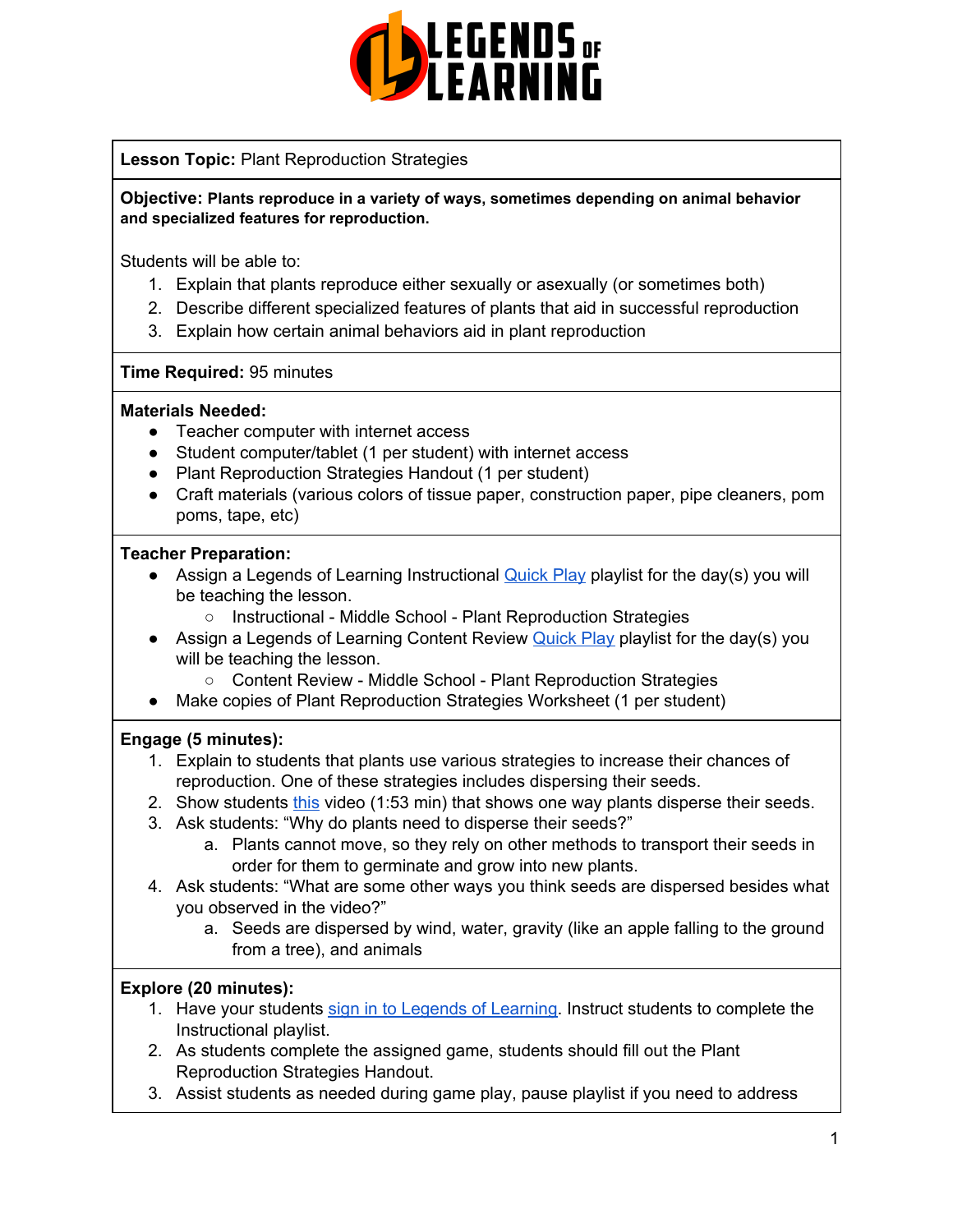**Lesson Topic:** Plant Reproduction Strategies

**Objective: Plants reproduce in a variety of ways, sometimes depending on animal behavior and specialized features for reproduction.**

Students will be able to:

1. Explain that plants reproduce either sexually or asexually (or sometimes both)
2. Describe different specialized features of plants that aid in successful reproduction
3. Explain how certain animal behaviors aid in plant reproduction

**Time Required:** 95 minutes

**Materials Needed:**

- Teacher computer with internet access
- Student computer/tablet (1 per student) with internet access
- Plant Reproduction Strategies Handout (1 per student)
- Craft materials (various colors of tissue paper, construction paper, pipe cleaners, pom poms, tape, etc)

**Teacher Preparation:**

- Assign a Legends of Learning Instructional Quick Play playlist for the day(s) you will be teaching the lesson.
  - Instructional - Middle School - Plant Reproduction Strategies
- Assign a Legends of Learning Content Review Quick Play playlist for the day(s) you will be teaching the lesson.
  - Content Review - Middle School - Plant Reproduction Strategies
- Make copies of Plant Reproduction Strategies Worksheet (1 per student)

**Engage (5 minutes):**

1. Explain to students that plants use various strategies to increase their chances of reproduction. One of these strategies includes dispersing their seeds.
2. Show students this video (1:53 min) that shows one way plants disperse their seeds.
3. Ask students: "Why do plants need to disperse their seeds?"
   a. Plants cannot move, so they rely on other methods to transport their seeds in order for them to germinate and grow into new plants.
4. Ask students: "What are some other ways you think seeds are dispersed besides what you observed in the video?"
   a. Seeds are dispersed by wind, water, gravity (like an apple falling to the ground from a tree), and animals

**Explore (20 minutes):**

1. Have your students sign in to Legends of Learning. Instruct students to complete the Instructional playlist.
2. As students complete the assigned game, students should fill out the Plant Reproduction Strategies Handout.
3. Assist students as needed during game play, pause playlist if you need to address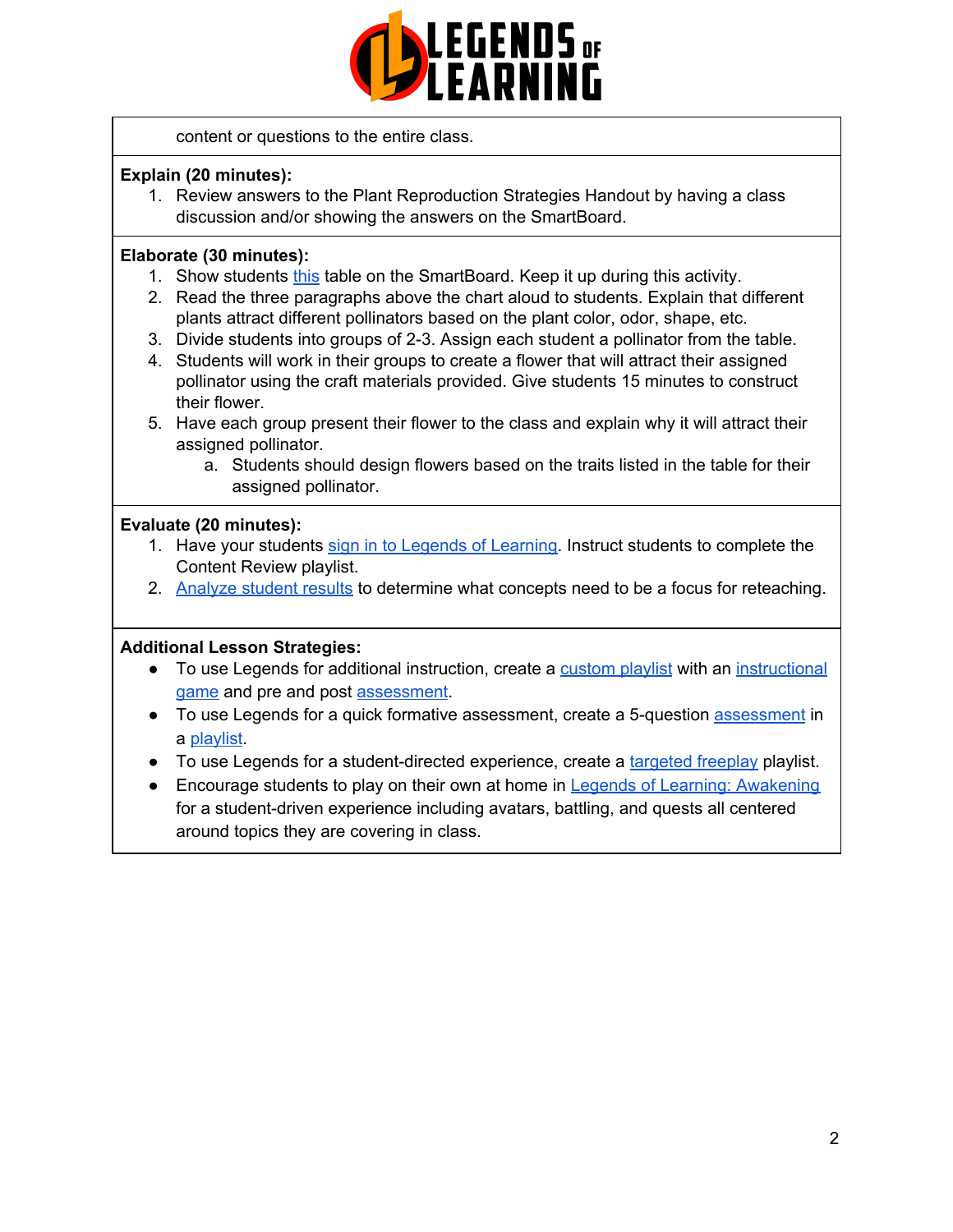content or questions to the entire class.

**Explain (20 minutes):**

1. Review answers to the Plant Reproduction Strategies Handout by having a class discussion and/or showing the answers on the SmartBoard.

**Elaborate (30 minutes):**

1. Show students this table on the SmartBoard. Keep it up during this activity.
2. Read the three paragraphs above the chart aloud to students. Explain that different plants attract different pollinators based on the plant color, odor, shape, etc.
3. Divide students into groups of 2-3. Assign each student a pollinator from the table.
4. Students will work in their groups to create a flower that will attract their assigned pollinator using the craft materials provided. Give students 15 minutes to construct their flower.
5. Have each group present their flower to the class and explain why it will attract their assigned pollinator.
   a. Students should design flowers based on the traits listed in the table for their assigned pollinator.

**Evaluate (20 minutes):**

1. Have your students sign in to Legends of Learning. Instruct students to complete the Content Review playlist.
2. Analyze student results to determine what concepts need to be a focus for reteaching.

**Additional Lesson Strategies:**

- To use Legends for additional instruction, create a custom playlist with an instructional game and pre and post assessment.
- To use Legends for a quick formative assessment, create a 5-question assessment in a playlist.
- To use Legends for a student-directed experience, create a targeted freeplay playlist.
- Encourage students to play on their own at home in Legends of Learning: Awakening for a student-driven experience including avatars, battling, and quests all centered around topics they are covering in class.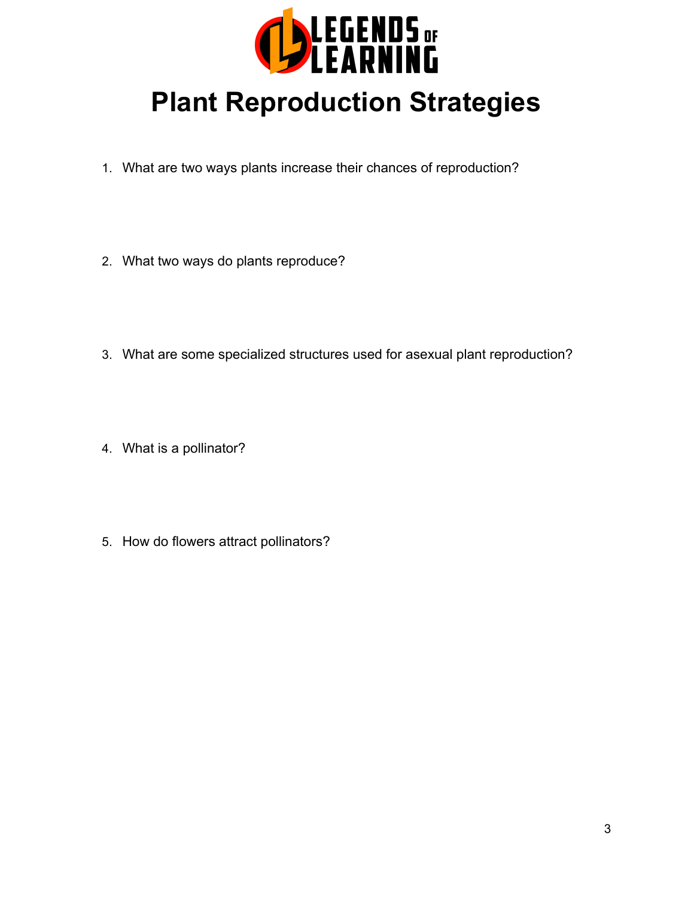LEGENDS OF LEARNING

# Plant Reproduction Strategies

1. What are two ways plants increase their chances of reproduction?

2. What two ways do plants reproduce?

3. What are some specialized structures used for asexual plant reproduction?

4. What is a pollinator?

5. How do flowers attract pollinators?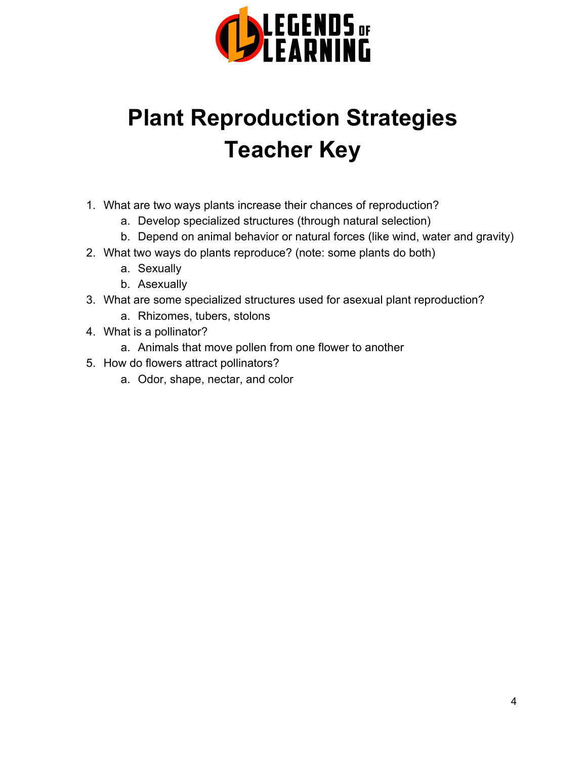# Plant Reproduction Strategies
# Teacher Key

1. What are two ways plants increase their chances of reproduction?
   a. Develop specialized structures (through natural selection)
   b. Depend on animal behavior or natural forces (like wind, water and gravity)
2. What two ways do plants reproduce? (note: some plants do both)
   a. Sexually
   b. Asexually
3. What are some specialized structures used for asexual plant reproduction?
   a. Rhizomes, tubers, stolons
4. What is a pollinator?
   a. Animals that move pollen from one flower to another
5. How do flowers attract pollinators?
   a. Odor, shape, nectar, and color